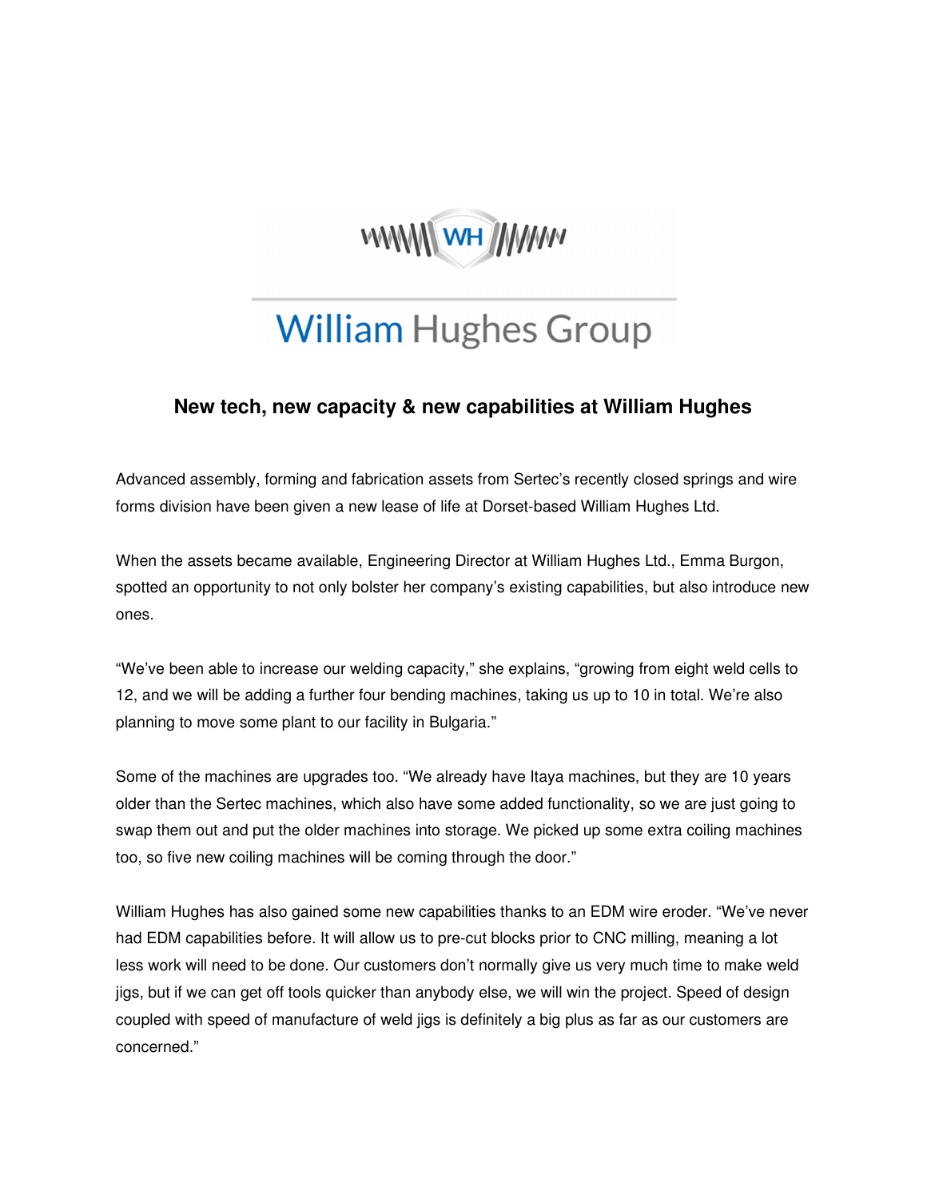WH

William Hughes Group

# New tech, new capacity & new capabilities at William Hughes

Advanced assembly, forming and fabrication assets from Sertec's recently closed springs and wire forms division have been given a new lease of life at Dorset-based William Hughes Ltd.

When the assets became available, Engineering Director at William Hughes Ltd., Emma Burgon, spotted an opportunity to not only bolster her company's existing capabilities, but also introduce new ones.

"We've been able to increase our welding capacity," she explains, "growing from eight weld cells to 12, and we will be adding a further four bending machines, taking us up to 10 in total. We're also planning to move some plant to our facility in Bulgaria."

Some of the machines are upgrades too. "We already have Itaya machines, but they are 10 years older than the Sertec machines, which also have some added functionality, so we are just going to swap them out and put the older machines into storage. We picked up some extra coiling machines too, so five new coiling machines will be coming through the door."

William Hughes has also gained some new capabilities thanks to an EDM wire eroder. "We've never had EDM capabilities before. It will allow us to pre-cut blocks prior to CNC milling, meaning a lot less work will need to be done. Our customers don't normally give us very much time to make weld jigs, but if we can get off tools quicker than anybody else, we will win the project. Speed of design coupled with speed of manufacture of weld jigs is definitely a big plus as far as our customers are concerned."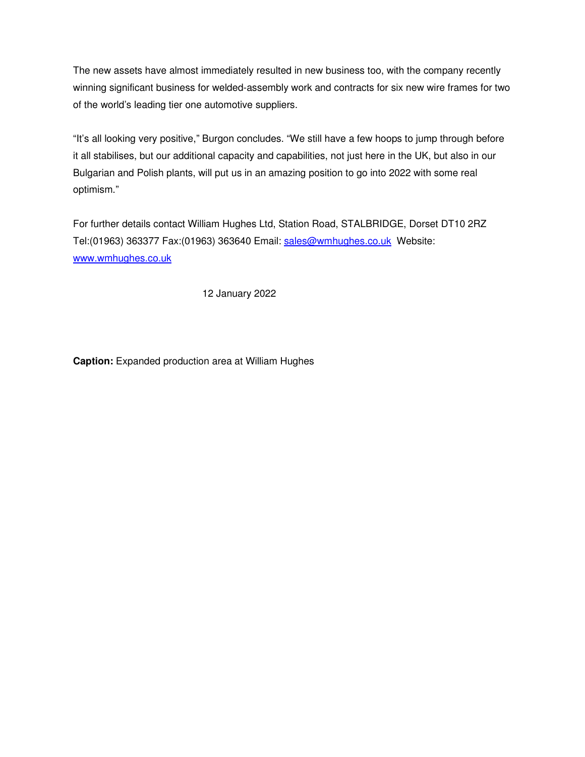The new assets have almost immediately resulted in new business too, with the company recently winning significant business for welded-assembly work and contracts for six new wire frames for two of the world's leading tier one automotive suppliers.

"It's all looking very positive," Burgon concludes. "We still have a few hoops to jump through before it all stabilises, but our additional capacity and capabilities, not just here in the UK, but also in our Bulgarian and Polish plants, will put us in an amazing position to go into 2022 with some real optimism."

For further details contact William Hughes Ltd, Station Road, STALBRIDGE, Dorset DT10 2RZ Tel:(01963) 363377 Fax:(01963) 363640 Email: sales@wmhughes.co.uk Website: www.wmhughes.co.uk

12 January 2022

**Caption:** Expanded production area at William Hughes